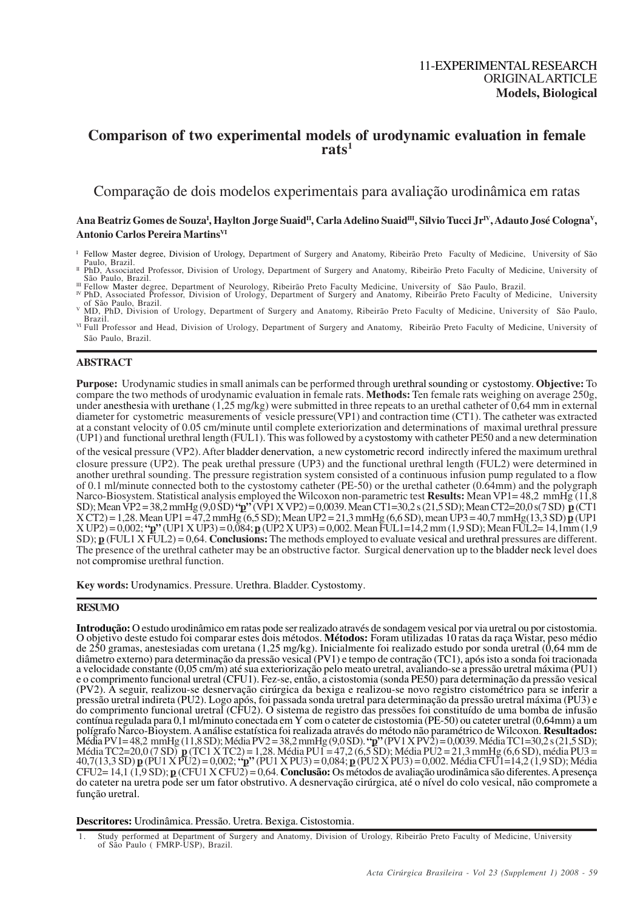11-EXPERIMENTAL RESEARCH
ORIGINAL ARTICLE
**Models, Biological**

# Comparison of two experimental models of urodynamic evaluation in female rats[1]

## Comparação de dois modelos experimentais para avaliação urodinâmica em ratas

**Ana Beatriz Gomes de Souza[I], Haylton Jorge Suaid[II], Carla Adelino Suaid[III], Silvio Tucci Jr[IV], Adauto José Cologna[V], Antonio Carlos Pereira Martins[VI]**

[I] Fellow Master degree, Division of Urology, Department of Surgery and Anatomy, Ribeirão Preto Faculty of Medicine, University of São Paulo, Brazil.
[II] PhD, Associated Professor, Division of Urology, Department of Surgery and Anatomy, Ribeirão Preto Faculty of Medicine, University of São Paulo, Brazil.
[III] Fellow Master degree, Department of Neurology, Ribeirão Preto Faculty Medicine, University of São Paulo, Brazil.
[IV] PhD, Associated Professor, Division of Urology, Department of Surgery and Anatomy, Ribeirão Preto Faculty of Medicine, University of São Paulo, Brazil.
[V] MD, PhD, Division of Urology, Department of Surgery and Anatomy, Ribeirão Preto Faculty of Medicine, University of São Paulo, Brazil.
[VI] Full Professor and Head, Division of Urology, Department of Surgery and Anatomy, Ribeirão Preto Faculty of Medicine, University of São Paulo, Brazil.

## ABSTRACT

**Purpose:** Urodynamic studies in small animals can be performed through urethral sounding or cystostomy. **Objective:** To compare the two methods of urodynamic evaluation in female rats. **Methods:** Ten female rats weighing on average 250g, under anesthesia with urethane (1,25 mg/kg) were submitted in three repeats to an urethal catheter of 0,64 mm in external diameter for cystometric measurements of vesicle pressure(VP1) and contraction time (CT1). The catheter was extracted at a constant velocity of 0.05 cm/minute until complete exteriorization and determinations of maximal urethral pressure (UP1) and functional urethral length (FUL1). This was followed by a cystostomy with catheter PE50 and a new determination of the vesical pressure (VP2). After bladder denervation, a new cystometric record indirectly infered the maximum urethral closure pressure (UP2). The peak urethal pressure (UP3) and the functional urethral length (FUL2) were determined in another urethral sounding. The pressure registration system consisted of a continuous infusion pump regulated to a flow of 0.1 ml/minute connected both to the cystostomy catheter (PE-50) or the urethal catheter (0.64mm) and the polygraph Narco-Biosystem. Statistical analysis employed the Wilcoxon non-parametric test **Results:** Mean VP1= 48,2 mmHg (11,8 SD); Mean VP2 = 38,2 mmHg (9,0 SD) **"p"** (VP1 X VP2) = 0,0039. Mean CT1=30,2 s (21,5 SD); Mean CT2=20,0 s(7 SD) **p** (CT1 X CT2) = 1,28. Mean UP1 = 47,2 mmHg (6,5 SD); Mean UP2 = 21,3 mmHg (6,6 SD), mean UP3 = 40,7 mmHg(13,3 SD) **p** (UP1 X UP2) = 0,002; **"p"** (UP1 X UP3) = 0,084; **p** (UP2 X UP3) = 0,002. Mean FUL1=14,2 mm (1,9 SD); Mean FUL2= 14,1mm (1,9 SD); **p** (FUL1 X FUL2) = 0,64. **Conclusions:** The methods employed to evaluate vesical and urethral pressures are different. The presence of the urethral catheter may be an obstructive factor. Surgical denervation up to the bladder neck level does not compromise urethral function.

**Key words:** Urodynamics. Pressure. Urethra. Bladder. Cystostomy.

## RESUMO

**Introdução:** O estudo urodinâmico em ratas pode ser realizado através de sondagem vesical por via uretral ou por cistostomia. O objetivo deste estudo foi comparar estes dois métodos. **Métodos:** Foram utilizadas 10 ratas da raça Wistar, peso médio de 250 gramas, anestesiadas com uretana (1,25 mg/kg). Inicialmente foi realizado estudo por sonda uretral (0,64 mm de diâmetro externo) para determinação da pressão vesical (PV1) e tempo de contração (TC1), após isto a sonda foi tracionada a velocidade constante (0,05 cm/min) até sua exteriorização pelo meato uretral, avaliando-se a pressão uretral máxima (PU1) e o comprimento funcional uretral (CFU1). Fez-se, então, a cistostomia (sonda PE50) para determinação da pressão vesical (PV2). A seguir, realizou-se desnervação cirúrgica da bexiga e realizou-se novo registro cistométrico para se inferir a pressão uretral indireta (PU2). Logo após, foi passada sonda uretral para determinação da pressão uretral máxima (PU3) e do comprimento funcional uretral (CFU2). O sistema de registro das pressões foi constituído de uma bomba de infusão contínua regulada para 0,1 ml/minuto conectada em Y com o cateter de cistostomia (PE-50) ou cateter uretral (0,64mm) a um polígrafo Narco-Bioystem. A análise estatística foi realizada através do método não paramétrico de Wilcoxon. **Resultados:** Média PV1= 48,2 mmHg (11,8 SD); Média PV2 = 38,2 mmHg (9,0 SD). **"p"** (PV1 X PV2) = 0,0039. Média TC1=30,2 s (21,5 SD); Média TC2=20,0 (7 SD) **p** (TC1 X TC2) = 1,28. Média PU1 = 47,2 (6,5 SD); Média PU2 = 21,3 mmHg (6,6 SD), média PU3 = 40,7(13,3 SD) **p** (PU1 X PU2) = 0,002; **"p"** (PU1 X PU3) = 0,084; **p** (PU2 X PU3) = 0,002. Média CFU1=14,2 (1,9 SD); Média CFU2= 14,1 (1,9 SD); **p** (CFU1 X CFU2) = 0,64. **Conclusão:** Os métodos de avaliação urodinâmica são diferentes. A presença do cateter na uretra pode ser um fator obstrutivo. A desnervação cirúrgica, até o nível do colo vesical, não compromete a função uretral.

**Descritores:** Urodinâmica. Pressão. Uretra. Bexiga. Cistostomia.

1. Study performed at Department of Surgery and Anatomy, Division of Urology, Ribeirão Preto Faculty of Medicine, University of São Paulo ( FMRP-USP), Brazil.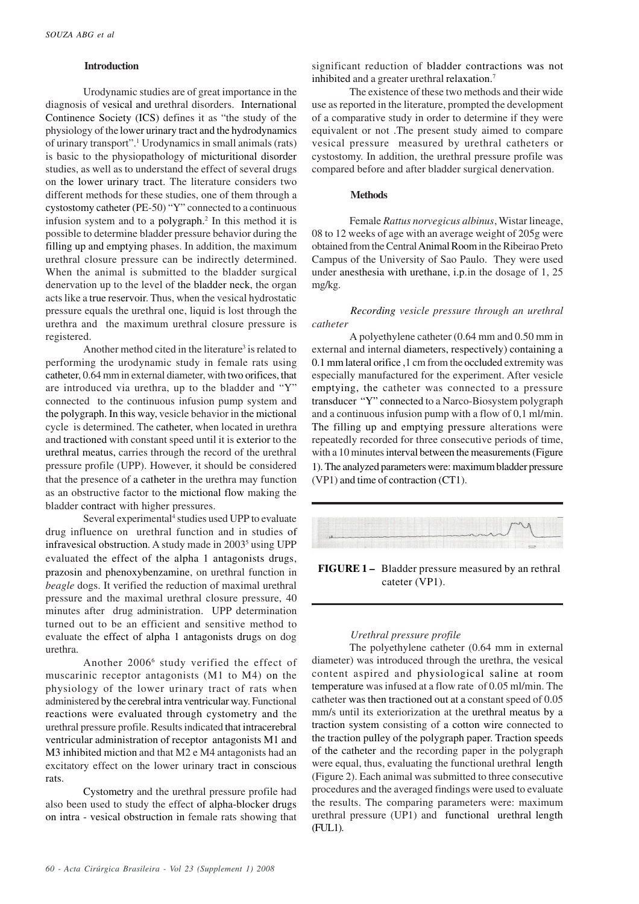## Introduction

Urodynamic studies are of great importance in the diagnosis of vesical and urethral disorders. International Continence Society (ICS) defines it as "the study of the physiology of the lower urinary tract and the hydrodynamics of urinary transport".[1] Urodynamics in small animals (rats) is basic to the physiopathology of micturitional disorder studies, as well as to understand the effect of several drugs on the lower urinary tract. The literature considers two different methods for these studies, one of them through a cystostomy catheter (PE-50) "Y" connected to a continuous infusion system and to a polygraph.[2] In this method it is possible to determine bladder pressure behavior during the filling up and emptying phases. In addition, the maximum urethral closure pressure can be indirectly determined. When the animal is submitted to the bladder surgical denervation up to the level of the bladder neck, the organ acts like a true reservoir. Thus, when the vesical hydrostatic pressure equals the urethral one, liquid is lost through the urethra and the maximum urethral closure pressure is registered.

Another method cited in the literature[3] is related to performing the urodynamic study in female rats using catheter, 0.64 mm in external diameter, with two orifices, that are introduced via urethra, up to the bladder and "Y" connected to the continuous infusion pump system and the polygraph. In this way, vesicle behavior in the mictional cycle is determined. The catheter, when located in urethra and tractioned with constant speed until it is exterior to the urethral meatus, carries through the record of the urethral pressure profile (UPP). However, it should be considered that the presence of a catheter in the urethra may function as an obstructive factor to the mictional flow making the bladder contract with higher pressures.

Several experimental[4] studies used UPP to evaluate drug influence on urethral function and in studies of infravesical obstruction. A study made in 2003[5] using UPP evaluated the effect of the alpha 1 antagonists drugs, prazosin and phenoxybenzamine, on urethral function in *beagle* dogs. It verified the reduction of maximal urethral pressure and the maximal urethral closure pressure, 40 minutes after drug administration. UPP determination turned out to be an efficient and sensitive method to evaluate the effect of alpha 1 antagonists drugs on dog urethra.

Another 2006[6] study verified the effect of muscarinic receptor antagonists (M1 to M4) on the physiology of the lower urinary tract of rats when administered by the cerebral intra ventricular way. Functional reactions were evaluated through cystometry and the urethral pressure profile. Results indicated that intracerebral ventricular administration of receptor antagonists M1 and M3 inhibited miction and that M2 e M4 antagonists had an excitatory effect on the lower urinary tract in conscious rats.

Cystometry and the urethral pressure profile had also been used to study the effect of alpha-blocker drugs on intra - vesical obstruction in female rats showing that significant reduction of bladder contractions was not inhibited and a greater urethral relaxation.[7]

The existence of these two methods and their wide use as reported in the literature, prompted the development of a comparative study in order to determine if they were equivalent or not .The present study aimed to compare vesical pressure measured by urethral catheters or cystostomy. In addition, the urethral pressure profile was compared before and after bladder surgical denervation.

## Methods

Female *Rattus norvegicus albinus*, Wistar lineage, 08 to 12 weeks of age with an average weight of 205g were obtained from the Central Animal Room in the Ribeirao Preto Campus of the University of Sao Paulo. They were used under anesthesia with urethane, i.p.in the dosage of 1, 25 mg/kg.

### *Recording vesicle pressure through an urethral catheter*

A polyethylene catheter (0.64 mm and 0.50 mm in external and internal diameters, respectively) containing a 0.1 mm lateral orifice ,1 cm from the occluded extremity was especially manufactured for the experiment. After vesicle emptying, the catheter was connected to a pressure transducer "Y" connected to a Narco-Biosystem polygraph and a continuous infusion pump with a flow of 0,1 ml/min. The filling up and emptying pressure alterations were repeatedly recorded for three consecutive periods of time, with a 10 minutes interval between the measurements (Figure 1). The analyzed parameters were: maximum bladder pressure (VP1) and time of contraction (CT1).

**FIGURE 1 –** Bladder pressure measured by an rethral cateter (VP1).

### *Urethral pressure profile*

The polyethylene catheter (0.64 mm in external diameter) was introduced through the urethra, the vesical content aspired and physiological saline at room temperature was infused at a flow rate of 0.05 ml/min. The catheter was then tractioned out at a constant speed of 0.05 mm/s until its exteriorization at the urethral meatus by a traction system consisting of a cotton wire connected to the traction pulley of the polygraph paper. Traction speeds of the catheter and the recording paper in the polygraph were equal, thus, evaluating the functional urethral length (Figure 2). Each animal was submitted to three consecutive procedures and the averaged findings were used to evaluate the results. The comparing parameters were: maximum urethral pressure (UP1) and functional urethral length (FUL1).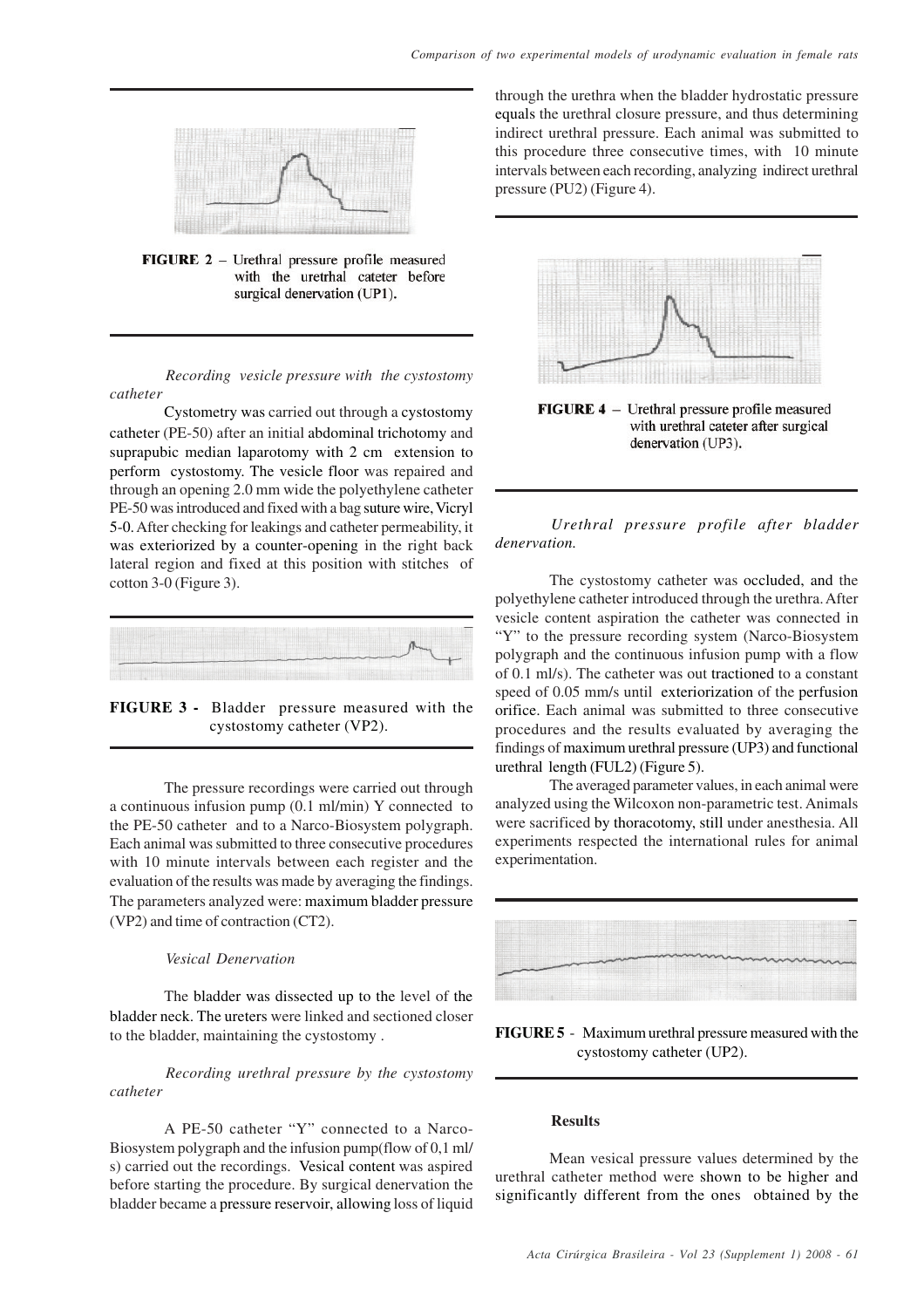FIGURE 2 – Urethral pressure profile measured with the uretrhal cateter before surgical denervation (UP1).

*Recording vesicle pressure with the cystostomy catheter*

Cystometry was carried out through a cystostomy catheter (PE-50) after an initial abdominal trichotomy and suprapubic median laparotomy with 2 cm extension to perform cystostomy. The vesicle floor was repaired and through an opening 2.0 mm wide the polyethylene catheter PE-50 was introduced and fixed with a bag suture wire, Vicryl 5-0. After checking for leakings and catheter permeability, it was exteriorized by a counter-opening in the right back lateral region and fixed at this position with stitches of cotton 3-0 (Figure 3).

**FIGURE 3 -** Bladder pressure measured with the cystostomy catheter (VP2).

The pressure recordings were carried out through a continuous infusion pump (0.1 ml/min) Y connected to the PE-50 catheter and to a Narco-Biosystem polygraph. Each animal was submitted to three consecutive procedures with 10 minute intervals between each register and the evaluation of the results was made by averaging the findings. The parameters analyzed were: maximum bladder pressure (VP2) and time of contraction (CT2).

*Vesical Denervation*

The bladder was dissected up to the level of the bladder neck. The ureters were linked and sectioned closer to the bladder, maintaining the cystostomy .

*Recording urethral pressure by the cystostomy catheter*

A PE-50 catheter "Y" connected to a Narco-Biosystem polygraph and the infusion pump(flow of 0,1 ml/s) carried out the recordings. Vesical content was aspired before starting the procedure. By surgical denervation the bladder became a pressure reservoir, allowing loss of liquid through the urethra when the bladder hydrostatic pressure equals the urethral closure pressure, and thus determining indirect urethral pressure. Each animal was submitted to this procedure three consecutive times, with 10 minute intervals between each recording, analyzing indirect urethral pressure (PU2) (Figure 4).

**FIGURE 4** – Urethral pressure profile measured with urethral cateter after surgical denervation (UP3).

*Urethral pressure profile after bladder denervation.*

The cystostomy catheter was occluded, and the polyethylene catheter introduced through the urethra. After vesicle content aspiration the catheter was connected in "Y" to the pressure recording system (Narco-Biosystem polygraph and the continuous infusion pump with a flow of 0.1 ml/s). The catheter was out tractioned to a constant speed of 0.05 mm/s until exteriorization of the perfusion orifice. Each animal was submitted to three consecutive procedures and the results evaluated by averaging the findings of maximum urethral pressure (UP3) and functional urethral length (FUL2) (Figure 5).

The averaged parameter values, in each animal were analyzed using the Wilcoxon non-parametric test. Animals were sacrificed by thoracotomy, still under anesthesia. All experiments respected the international rules for animal experimentation.

**FIGURE 5** - Maximum urethral pressure measured with the cystostomy catheter (UP2).

## Results

Mean vesical pressure values determined by the urethral catheter method were shown to be higher and significantly different from the ones obtained by the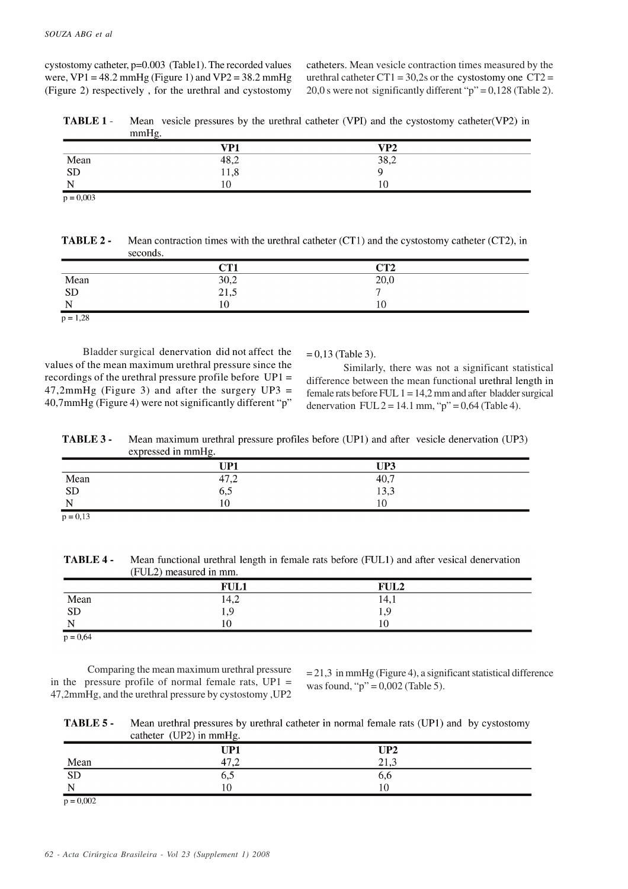cystostomy catheter, p=0.003 (Table1). The recorded values were, VP1 = 48.2 mmHg (Figure 1) and VP2 = 38.2 mmHg (Figure 2) respectively , for the urethral and cystostomy catheters. Mean vesicle contraction times measured by the urethral catheter CT1 = 30,2s or the cystostomy one CT2 = 20,0 s were not significantly different "p" = 0,128 (Table 2).

**TABLE 1** - Mean vesicle pressures by the urethral catheter (VPI) and the cystostomy catheter(VP2) in mmHg.

| | VP1 | VP2 |
|---|---|---|
| Mean | 48,2 | 38,2 |
| SD | 11,8 | 9 |
| N | 10 | 10 |

p = 0,003

**TABLE 2** - Mean contraction times with the urethral catheter (CT1) and the cystostomy catheter (CT2), in seconds.

| | CT1 | CT2 |
|---|---|---|
| Mean | 30,2 | 20,0 |
| SD | 21,5 | 7 |
| N | 10 | 10 |

p = 1,28

Bladder surgical denervation did not affect the values of the mean maximum urethral pressure since the recordings of the urethral pressure profile before UP1 = 47,2mmHg (Figure 3) and after the surgery UP3 = 40,7mmHg (Figure 4) were not significantly different "p" = 0,13 (Table 3).

Similarly, there was not a significant statistical difference between the mean functional urethral length in female rats before FUL 1 = 14,2 mm and after bladder surgical denervation FUL 2 = 14.1 mm, "p" = 0,64 (Table 4).

**TABLE 3** - Mean maximum urethral pressure profiles before (UP1) and after vesicle denervation (UP3) expressed in mmHg.

| | UP1 | UP3 |
|---|---|---|
| Mean | 47,2 | 40,7 |
| SD | 6,5 | 13,3 |
| N | 10 | 10 |

p = 0,13

**TABLE 4** - Mean functional urethral length in female rats before (FUL1) and after vesical denervation (FUL2) measured in mm.

| | FUL1 | FUL2 |
|---|---|---|
| Mean | 14,2 | 14,1 |
| SD | 1,9 | 1,9 |
| N | 10 | 10 |

p = 0,64

Comparing the mean maximum urethral pressure in the pressure profile of normal female rats, UP1 = 47,2mmHg, and the urethral pressure by cystostomy ,UP2 = 21,3 in mmHg (Figure 4), a significant statistical difference was found, "p" = 0,002 (Table 5).

**TABLE 5** - Mean urethral pressures by urethral catheter in normal female rats (UP1) and by cystostomy catheter (UP2) in mmHg.

| | UP1 | UP2 |
|---|---|---|
| Mean | 47,2 | 21,3 |
| SD | 6,5 | 6,6 |
| N | 10 | 10 |

p = 0,002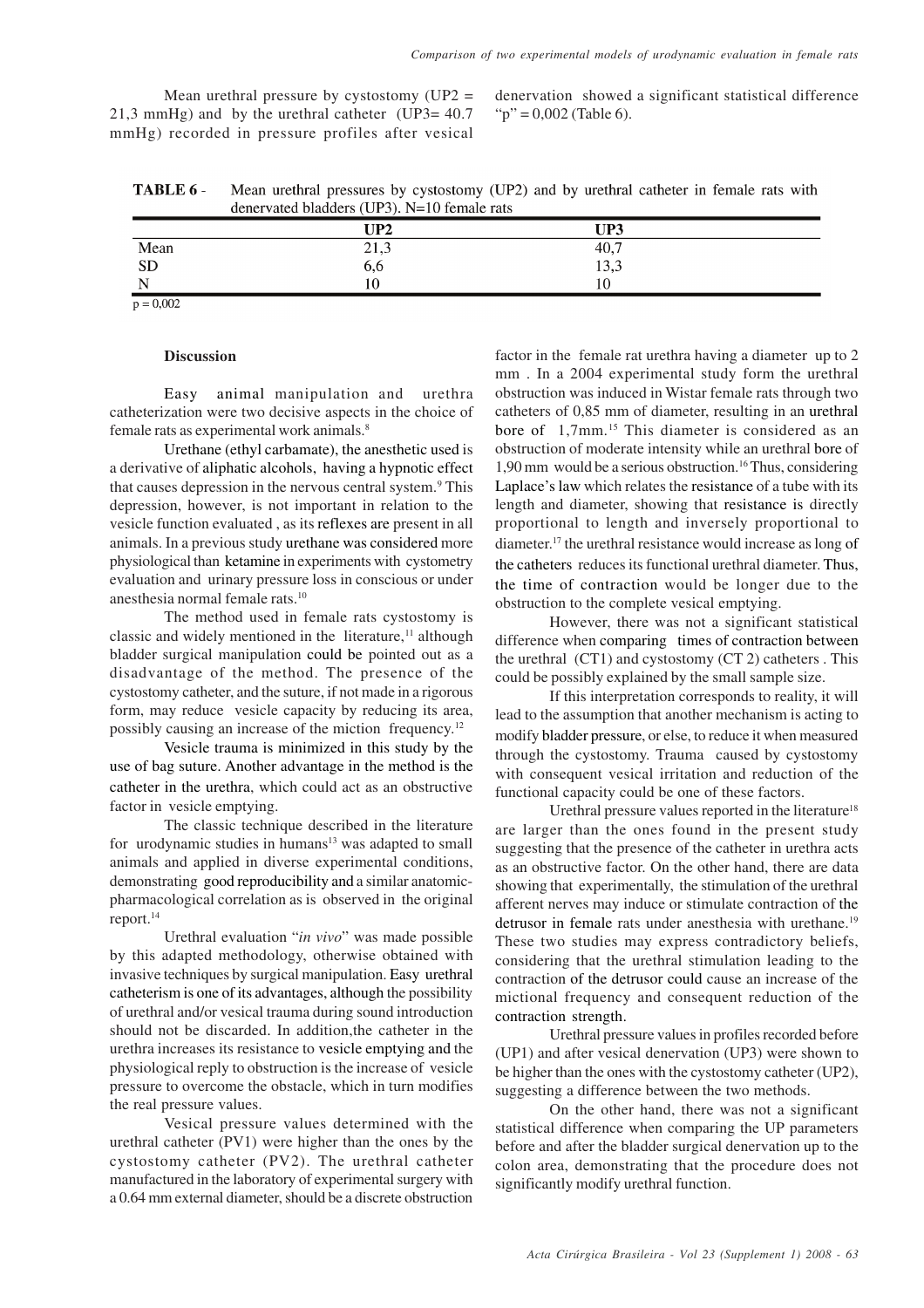Mean urethral pressure by cystostomy (UP2 = 21,3 mmHg) and by the urethral catheter (UP3= 40.7 mmHg) recorded in pressure profiles after vesical denervation showed a significant statistical difference "p" = 0,002 (Table 6).

**TABLE 6** - Mean urethral pressures by cystostomy (UP2) and by urethral catheter in female rats with denervated bladders (UP3). N=10 female rats

| | UP2 | UP3 |
|---|---|---|
| Mean | 21,3 | 40,7 |
| SD | 6,6 | 13,3 |
| N | 10 | 10 |

p = 0,002

### Discussion

Easy animal manipulation and urethra catheterization were two decisive aspects in the choice of female rats as experimental work animals.[8]

Urethane (ethyl carbamate), the anesthetic used is a derivative of aliphatic alcohols, having a hypnotic effect that causes depression in the nervous central system.[9] This depression, however, is not important in relation to the vesicle function evaluated , as its reflexes are present in all animals. In a previous study urethane was considered more physiological than ketamine in experiments with cystometry evaluation and urinary pressure loss in conscious or under anesthesia normal female rats.[10]

The method used in female rats cystostomy is classic and widely mentioned in the literature,[11] although bladder surgical manipulation could be pointed out as a disadvantage of the method. The presence of the cystostomy catheter, and the suture, if not made in a rigorous form, may reduce vesicle capacity by reducing its area, possibly causing an increase of the miction frequency.[12]

Vesicle trauma is minimized in this study by the use of bag suture. Another advantage in the method is the catheter in the urethra, which could act as an obstructive factor in vesicle emptying.

The classic technique described in the literature for urodynamic studies in humans[13] was adapted to small animals and applied in diverse experimental conditions, demonstrating good reproducibility and a similar anatomic-pharmacological correlation as is observed in the original report.[14]

Urethral evaluation "*in vivo*" was made possible by this adapted methodology, otherwise obtained with invasive techniques by surgical manipulation. Easy urethral catheterism is one of its advantages, although the possibility of urethral and/or vesical trauma during sound introduction should not be discarded. In addition,the catheter in the urethra increases its resistance to vesicle emptying and the physiological reply to obstruction is the increase of vesicle pressure to overcome the obstacle, which in turn modifies the real pressure values.

Vesical pressure values determined with the urethral catheter (PV1) were higher than the ones by the cystostomy catheter (PV2). The urethral catheter manufactured in the laboratory of experimental surgery with a 0.64 mm external diameter, should be a discrete obstruction factor in the female rat urethra having a diameter up to 2 mm . In a 2004 experimental study form the urethral obstruction was induced in Wistar female rats through two catheters of 0,85 mm of diameter, resulting in an urethral bore of 1,7mm.[15] This diameter is considered as an obstruction of moderate intensity while an urethral bore of 1,90 mm would be a serious obstruction.[16] Thus, considering Laplace's law which relates the resistance of a tube with its length and diameter, showing that resistance is directly proportional to length and inversely proportional to diameter.[17] the urethral resistance would increase as long of the catheters reduces its functional urethral diameter. Thus, the time of contraction would be longer due to the obstruction to the complete vesical emptying.

However, there was not a significant statistical difference when comparing times of contraction between the urethral (CT1) and cystostomy (CT 2) catheters . This could be possibly explained by the small sample size.

If this interpretation corresponds to reality, it will lead to the assumption that another mechanism is acting to modify bladder pressure, or else, to reduce it when measured through the cystostomy. Trauma caused by cystostomy with consequent vesical irritation and reduction of the functional capacity could be one of these factors.

Urethral pressure values reported in the literature[18] are larger than the ones found in the present study suggesting that the presence of the catheter in urethra acts as an obstructive factor. On the other hand, there are data showing that experimentally, the stimulation of the urethral afferent nerves may induce or stimulate contraction of the detrusor in female rats under anesthesia with urethane.[19] These two studies may express contradictory beliefs, considering that the urethral stimulation leading to the contraction of the detrusor could cause an increase of the mictional frequency and consequent reduction of the contraction strength.

Urethral pressure values in profiles recorded before (UP1) and after vesical denervation (UP3) were shown to be higher than the ones with the cystostomy catheter (UP2), suggesting a difference between the two methods.

On the other hand, there was not a significant statistical difference when comparing the UP parameters before and after the bladder surgical denervation up to the colon area, demonstrating that the procedure does not significantly modify urethral function.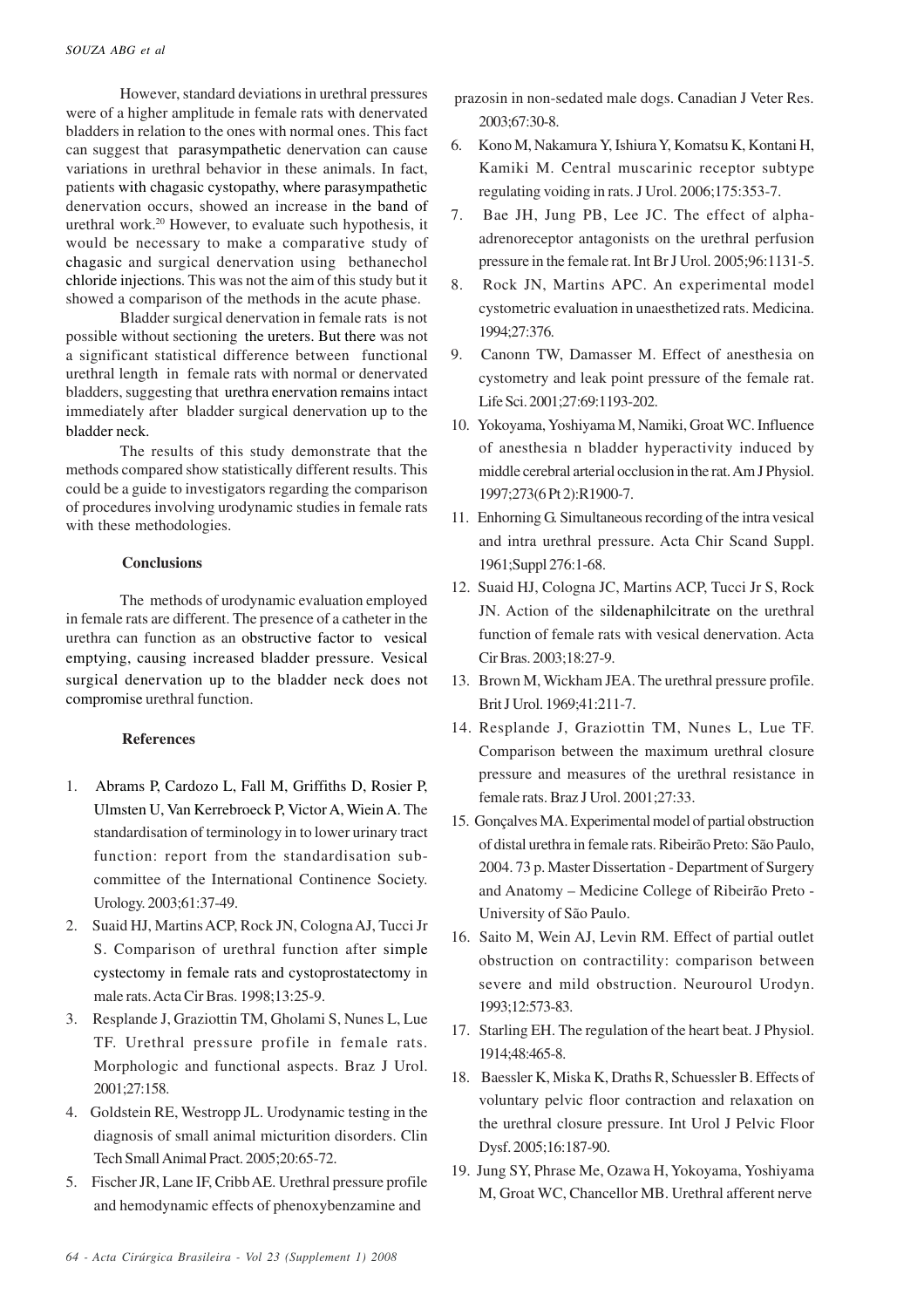However, standard deviations in urethral pressures were of a higher amplitude in female rats with denervated bladders in relation to the ones with normal ones. This fact can suggest that parasympathetic denervation can cause variations in urethral behavior in these animals. In fact, patients with chagasic cystopathy, where parasympathetic denervation occurs, showed an increase in the band of urethral work.[20] However, to evaluate such hypothesis, it would be necessary to make a comparative study of chagasic and surgical denervation using bethanechol chloride injections. This was not the aim of this study but it showed a comparison of the methods in the acute phase.

Bladder surgical denervation in female rats is not possible without sectioning the ureters. But there was not a significant statistical difference between functional urethral length in female rats with normal or denervated bladders, suggesting that urethra enervation remains intact immediately after bladder surgical denervation up to the bladder neck.

The results of this study demonstrate that the methods compared show statistically different results. This could be a guide to investigators regarding the comparison of procedures involving urodynamic studies in female rats with these methodologies.

## Conclusions

The methods of urodynamic evaluation employed in female rats are different. The presence of a catheter in the urethra can function as an obstructive factor to vesical emptying, causing increased bladder pressure. Vesical surgical denervation up to the bladder neck does not compromise urethral function.

## References

1. Abrams P, Cardozo L, Fall M, Griffiths D, Rosier P, Ulmsten U, Van Kerrebroeck P, Victor A, Wiein A. The standardisation of terminology in to lower urinary tract function: report from the standardisation sub-committee of the International Continence Society. Urology. 2003;61:37-49.
2. Suaid HJ, Martins ACP, Rock JN, Cologna AJ, Tucci Jr S. Comparison of urethral function after simple cystectomy in female rats and cystoprostatectomy in male rats. Acta Cir Bras. 1998;13:25-9.
3. Resplande J, Graziottin TM, Gholami S, Nunes L, Lue TF. Urethral pressure profile in female rats. Morphologic and functional aspects. Braz J Urol. 2001;27:158.
4. Goldstein RE, Westropp JL. Urodynamic testing in the diagnosis of small animal micturition disorders. Clin Tech Small Animal Pract. 2005;20:65-72.
5. Fischer JR, Lane IF, Cribb AE. Urethral pressure profile and hemodynamic effects of phenoxybenzamine and prazosin in non-sedated male dogs. Canadian J Veter Res. 2003;67:30-8.
6. Kono M, Nakamura Y, Ishiura Y, Komatsu K, Kontani H, Kamiki M. Central muscarinic receptor subtype regulating voiding in rats. J Urol. 2006;175:353-7.
7. Bae JH, Jung PB, Lee JC. The effect of alpha-adrenoreceptor antagonists on the urethral perfusion pressure in the female rat. Int Br J Urol. 2005;96:1131-5.
8. Rock JN, Martins APC. An experimental model cystometric evaluation in unaesthetized rats. Medicina. 1994;27:376.
9. Canonn TW, Damasser M. Effect of anesthesia on cystometry and leak point pressure of the female rat. Life Sci. 2001;27:69:1193-202.
10. Yokoyama, Yoshiyama M, Namiki, Groat WC. Influence of anesthesia n bladder hyperactivity induced by middle cerebral arterial occlusion in the rat. Am J Physiol. 1997;273(6 Pt 2):R1900-7.
11. Enhorning G. Simultaneous recording of the intra vesical and intra urethral pressure. Acta Chir Scand Suppl. 1961;Suppl 276:1-68.
12. Suaid HJ, Cologna JC, Martins ACP, Tucci Jr S, Rock JN. Action of the sildenaphilcitrate on the urethral function of female rats with vesical denervation. Acta Cir Bras. 2003;18:27-9.
13. Brown M, Wickham JEA. The urethral pressure profile. Brit J Urol. 1969;41:211-7.
14. Resplande J, Graziottin TM, Nunes L, Lue TF. Comparison between the maximum urethral closure pressure and measures of the urethral resistance in female rats. Braz J Urol. 2001;27:33.
15. Gonçalves MA. Experimental model of partial obstruction of distal urethra in female rats. Ribeirão Preto: São Paulo, 2004. 73 p. Master Dissertation - Department of Surgery and Anatomy – Medicine College of Ribeirão Preto - University of São Paulo.
16. Saito M, Wein AJ, Levin RM. Effect of partial outlet obstruction on contractility: comparison between severe and mild obstruction. Neurourol Urodyn. 1993;12:573-83.
17. Starling EH. The regulation of the heart beat. J Physiol. 1914;48:465-8.
18. Baessler K, Miska K, Draths R, Schuessler B. Effects of voluntary pelvic floor contraction and relaxation on the urethral closure pressure. Int Urol J Pelvic Floor Dysf. 2005;16:187-90.
19. Jung SY, Phrase Me, Ozawa H, Yokoyama, Yoshiyama M, Groat WC, Chancellor MB. Urethral afferent nerve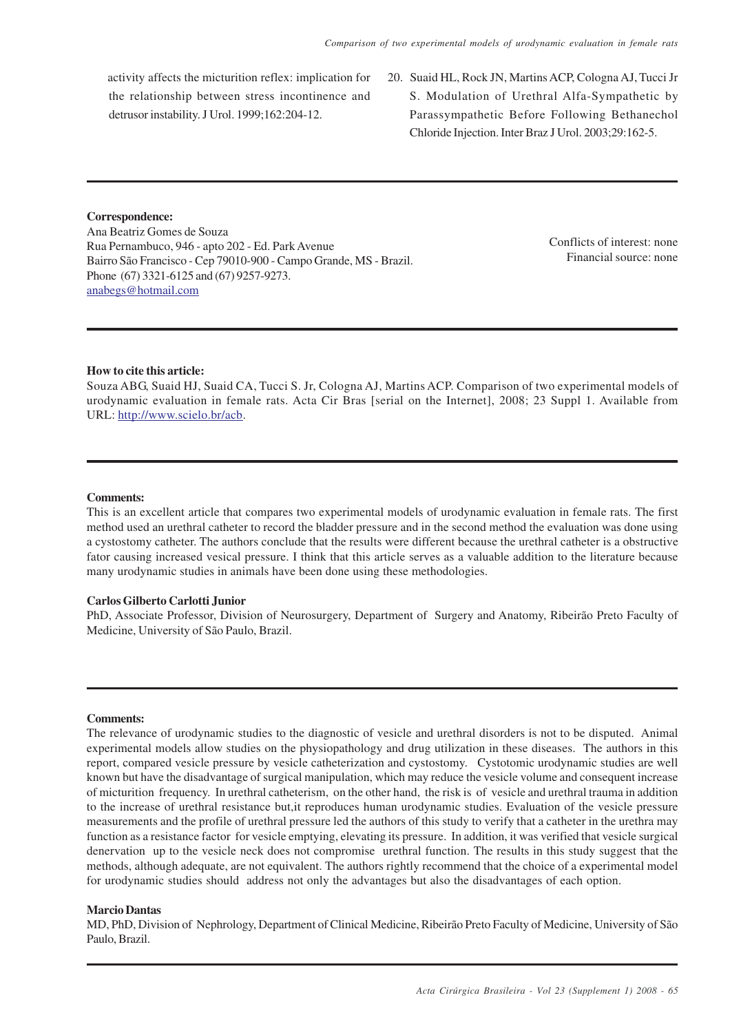activity affects the micturition reflex: implication for the relationship between stress incontinence and detrusor instability. J Urol. 1999;162:204-12.

20. Suaid HL, Rock JN, Martins ACP, Cologna AJ, Tucci Jr S. Modulation of Urethral Alfa-Sympathetic by Parassympathetic Before Following Bethanechol Chloride Injection. Inter Braz J Urol. 2003;29:162-5.

---

**Correspondence:**
Ana Beatriz Gomes de Souza
Rua Pernambuco, 946 - apto 202 - Ed. Park Avenue
Bairro São Francisco - Cep 79010-900 - Campo Grande, MS - Brazil.
Phone (67) 3321-6125 and (67) 9257-9273.
anabegs@hotmail.com

Conflicts of interest: none
Financial source: none

---

**How to cite this article:**
Souza ABG, Suaid HJ, Suaid CA, Tucci S. Jr, Cologna AJ, Martins ACP. Comparison of two experimental models of urodynamic evaluation in female rats. Acta Cir Bras [serial on the Internet], 2008; 23 Suppl 1. Available from URL: http://www.scielo.br/acb.

---

**Comments:**
This is an excellent article that compares two experimental models of urodynamic evaluation in female rats. The first method used an urethral catheter to record the bladder pressure and in the second method the evaluation was done using a cystostomy catheter. The authors conclude that the results were different because the urethral catheter is a obstructive fator causing increased vesical pressure. I think that this article serves as a valuable addition to the literature because many urodynamic studies in animals have been done using these methodologies.

**Carlos Gilberto Carlotti Junior**
PhD, Associate Professor, Division of Neurosurgery, Department of Surgery and Anatomy, Ribeirão Preto Faculty of Medicine, University of São Paulo, Brazil.

---

**Comments:**
The relevance of urodynamic studies to the diagnostic of vesicle and urethral disorders is not to be disputed. Animal experimental models allow studies on the physiopathology and drug utilization in these diseases. The authors in this report, compared vesicle pressure by vesicle catheterization and cystostomy. Cystotomic urodynamic studies are well known but have the disadvantage of surgical manipulation, which may reduce the vesicle volume and consequent increase of micturition frequency. In urethral catheterism, on the other hand, the risk is of vesicle and urethral trauma in addition to the increase of urethral resistance but,it reproduces human urodynamic studies. Evaluation of the vesicle pressure measurements and the profile of urethral pressure led the authors of this study to verify that a catheter in the urethra may function as a resistance factor for vesicle emptying, elevating its pressure. In addition, it was verified that vesicle surgical denervation up to the vesicle neck does not compromise urethral function. The results in this study suggest that the methods, although adequate, are not equivalent. The authors rightly recommend that the choice of a experimental model for urodynamic studies should address not only the advantages but also the disadvantages of each option.

**Marcio Dantas**
MD, PhD, Division of Nephrology, Department of Clinical Medicine, Ribeirão Preto Faculty of Medicine, University of São Paulo, Brazil.